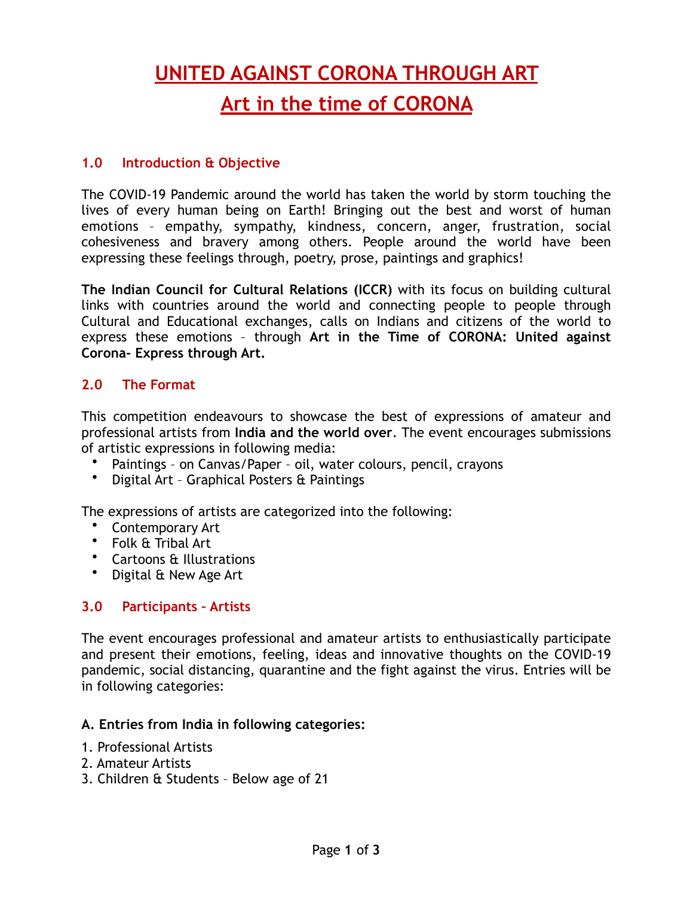# UNITED AGAINST CORONA THROUGH ART

# Art in the time of CORONA

## 1.0 Introduction & Objective

The COVID-19 Pandemic around the world has taken the world by storm touching the lives of every human being on Earth! Bringing out the best and worst of human emotions – empathy, sympathy, kindness, concern, anger, frustration, social cohesiveness and bravery among others. People around the world have been expressing these feelings through, poetry, prose, paintings and graphics!

**The Indian Council for Cultural Relations (ICCR)** with its focus on building cultural links with countries around the world and connecting people to people through Cultural and Educational exchanges, calls on Indians and citizens of the world to express these emotions – through **Art in the Time of CORONA: United against Corona- Express through Art.**

## 2.0 The Format

This competition endeavours to showcase the best of expressions of amateur and professional artists from **India and the world over**. The event encourages submissions of artistic expressions in following media:

- Paintings – on Canvas/Paper – oil, water colours, pencil, crayons
- Digital Art – Graphical Posters & Paintings

The expressions of artists are categorized into the following:

- Contemporary Art
- Folk & Tribal Art
- Cartoons & Illustrations
- Digital & New Age Art

## 3.0 Participants – Artists

The event encourages professional and amateur artists to enthusiastically participate and present their emotions, feeling, ideas and innovative thoughts on the COVID-19 pandemic, social distancing, quarantine and the fight against the virus. Entries will be in following categories:

**A. Entries from India in following categories:**

1. Professional Artists
2. Amateur Artists
3. Children & Students – Below age of 21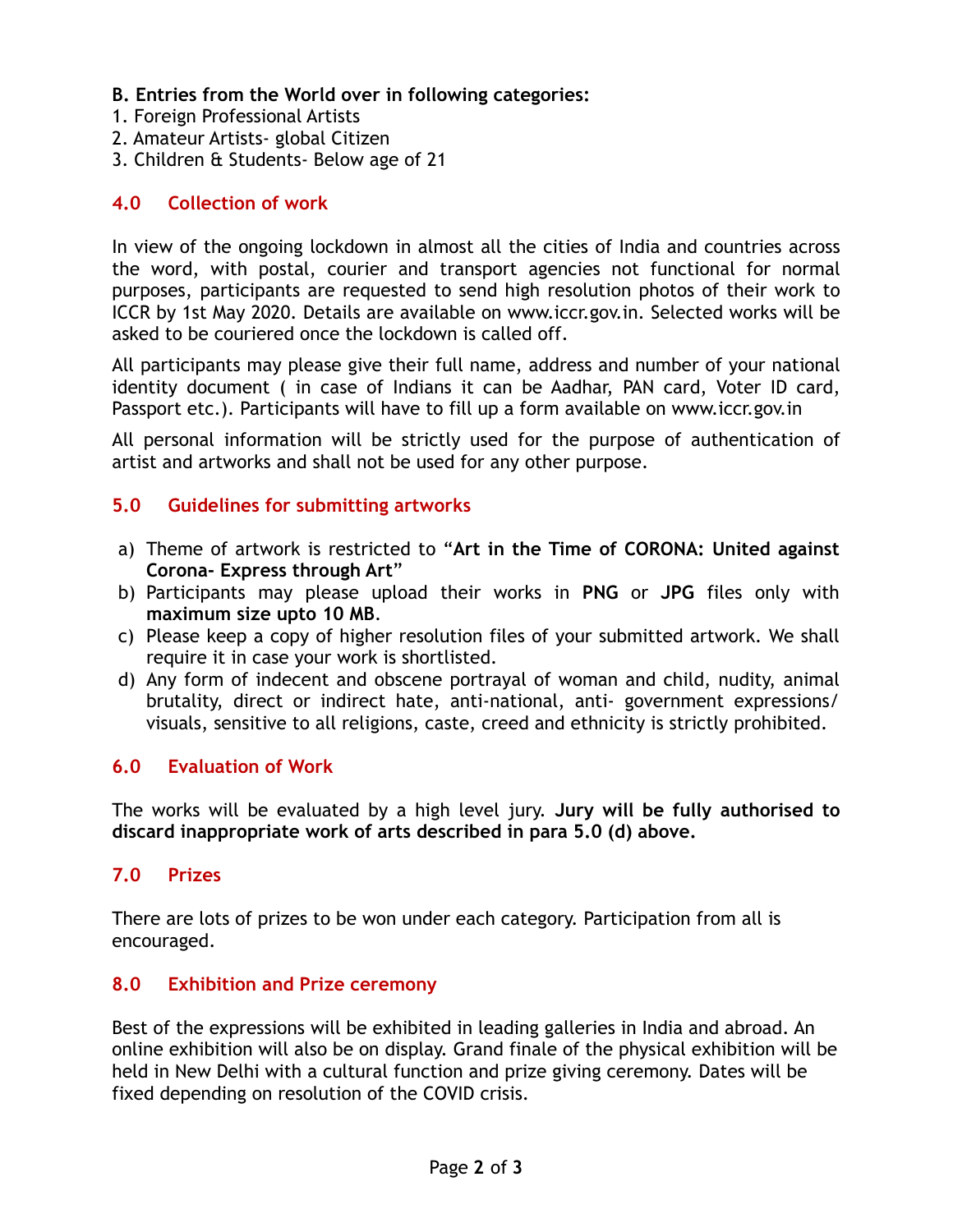**B. Entries from the World over in following categories:**
1. Foreign Professional Artists
2. Amateur Artists- global Citizen
3. Children & Students- Below age of 21

## 4.0 Collection of work

In view of the ongoing lockdown in almost all the cities of India and countries across the word, with postal, courier and transport agencies not functional for normal purposes, participants are requested to send high resolution photos of their work to ICCR by 1st May 2020. Details are available on www.iccr.gov.in. Selected works will be asked to be couriered once the lockdown is called off.

All participants may please give their full name, address and number of your national identity document ( in case of Indians it can be Aadhar, PAN card, Voter ID card, Passport etc.). Participants will have to fill up a form available on www.iccr.gov.in

All personal information will be strictly used for the purpose of authentication of artist and artworks and shall not be used for any other purpose.

## 5.0 Guidelines for submitting artworks

a) Theme of artwork is restricted to "**Art in the Time of CORONA: United against Corona- Express through Art**"
b) Participants may please upload their works in **PNG** or **JPG** files only with **maximum size upto 10 MB**.
c) Please keep a copy of higher resolution files of your submitted artwork. We shall require it in case your work is shortlisted.
d) Any form of indecent and obscene portrayal of woman and child, nudity, animal brutality, direct or indirect hate, anti-national, anti- government expressions/ visuals, sensitive to all religions, caste, creed and ethnicity is strictly prohibited.

## 6.0 Evaluation of Work

The works will be evaluated by a high level jury. **Jury will be fully authorised to discard inappropriate work of arts described in para 5.0 (d) above.**

## 7.0 Prizes

There are lots of prizes to be won under each category. Participation from all is encouraged.

## 8.0 Exhibition and Prize ceremony

Best of the expressions will be exhibited in leading galleries in India and abroad. An online exhibition will also be on display. Grand finale of the physical exhibition will be held in New Delhi with a cultural function and prize giving ceremony. Dates will be fixed depending on resolution of the COVID crisis.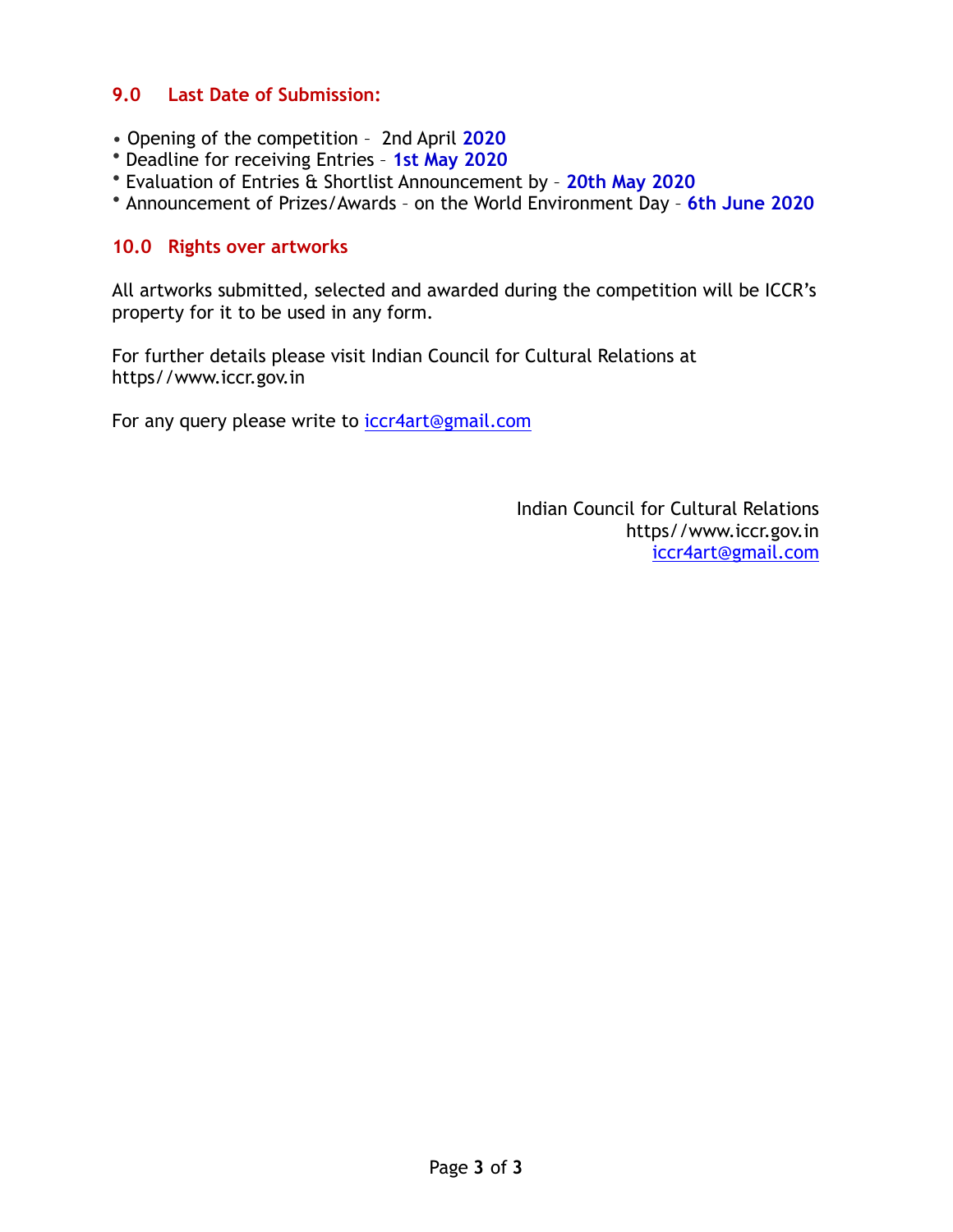## 9.0 Last Date of Submission:

- Opening of the competition – 2nd April **2020**
- Deadline for receiving Entries – **1st May 2020**
- Evaluation of Entries & Shortlist Announcement by – **20th May 2020**
- Announcement of Prizes/Awards – on the World Environment Day – **6th June 2020**

## 10.0 Rights over artworks

All artworks submitted, selected and awarded during the competition will be ICCR's property for it to be used in any form.

For further details please visit Indian Council for Cultural Relations at https//www.iccr.gov.in

For any query please write to iccr4art@gmail.com

Indian Council for Cultural Relations
https//www.iccr.gov.in
iccr4art@gmail.com